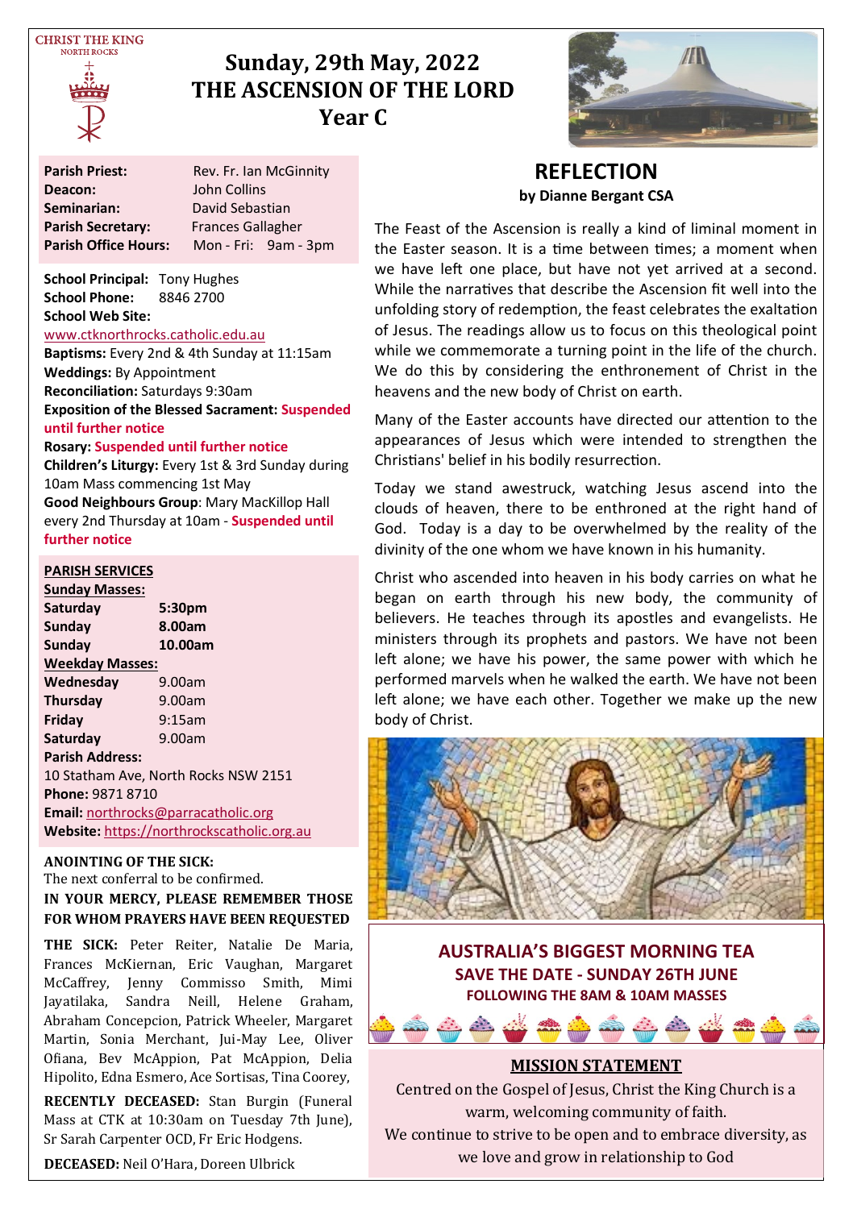CHRIST THE KING
NORTH ROCKS

# Sunday, 29th May, 2022
# THE ASCENSION OF THE LORD
# Year C

**Parish Priest:** Rev. Fr. Ian McGinnity
**Deacon:** John Collins
**Seminarian:** David Sebastian
**Parish Secretary:** Frances Gallagher
**Parish Office Hours:** Mon - Fri: 9am - 3pm

**School Principal:** Tony Hughes
**School Phone:** 8846 2700
**School Web Site:**
www.ctknorthrocks.catholic.edu.au
**Baptisms:** Every 2nd & 4th Sunday at 11:15am
**Weddings:** By Appointment
**Reconciliation:** Saturdays 9:30am
**Exposition of the Blessed Sacrament:** **Suspended until further notice**
**Rosary:** **Suspended until further notice**
**Children's Liturgy:** Every 1st & 3rd Sunday during 10am Mass commencing 1st May
**Good Neighbours Group**: Mary MacKillop Hall every 2nd Thursday at 10am - **Suspended until further notice**

**PARISH SERVICES**

**Sunday Masses:**

| | |
|---|---|
| **Saturday** | **5:30pm** |
| **Sunday** | **8.00am** |
| **Sunday** | **10.00am** |

**Weekday Masses:**

| | |
|---|---|
| **Wednesday** | 9.00am |
| **Thursday** | 9.00am |
| **Friday** | 9:15am |
| **Saturday** | 9.00am |

**Parish Address:**
10 Statham Ave, North Rocks NSW 2151
**Phone:** 9871 8710
**Email:** northrocks@parracatholic.org
**Website:** https://northrockscatholic.org.au

**ANOINTING OF THE SICK:**
The next conferral to be confirmed.

**IN YOUR MERCY, PLEASE REMEMBER THOSE FOR WHOM PRAYERS HAVE BEEN REQUESTED**

**THE SICK:** Peter Reiter, Natalie De Maria, Frances McKiernan, Eric Vaughan, Margaret McCaffrey, Jenny Commisso Smith, Mimi Jayatilaka, Sandra Neill, Helene Graham, Abraham Concepcion, Patrick Wheeler, Margaret Martin, Sonia Merchant, Jui-May Lee, Oliver Ofiana, Bev McAppion, Pat McAppion, Delia Hipolito, Edna Esmero, Ace Sortisas, Tina Coorey,

**RECENTLY DECEASED:** Stan Burgin (Funeral Mass at CTK at 10:30am on Tuesday 7th June), Sr Sarah Carpenter OCD, Fr Eric Hodgens.

**DECEASED:** Neil O'Hara, Doreen Ulbrick

## REFLECTION
**by Dianne Bergant CSA**

The Feast of the Ascension is really a kind of liminal moment in the Easter season. It is a time between times; a moment when we have left one place, but have not yet arrived at a second. While the narratives that describe the Ascension fit well into the unfolding story of redemption, the feast celebrates the exaltation of Jesus. The readings allow us to focus on this theological point while we commemorate a turning point in the life of the church. We do this by considering the enthronement of Christ in the heavens and the new body of Christ on earth.

Many of the Easter accounts have directed our attention to the appearances of Jesus which were intended to strengthen the Christians' belief in his bodily resurrection.

Today we stand awestruck, watching Jesus ascend into the clouds of heaven, there to be enthroned at the right hand of God. Today is a day to be overwhelmed by the reality of the divinity of the one whom we have known in his humanity.

Christ who ascended into heaven in his body carries on what he began on earth through his new body, the community of believers. He teaches through its apostles and evangelists. He ministers through its prophets and pastors. We have not been left alone; we have his power, the same power with which he performed marvels when he walked the earth. We have not been left alone; we have each other. Together we make up the new body of Christ.

## AUSTRALIA'S BIGGEST MORNING TEA
**SAVE THE DATE - SUNDAY 26TH JUNE**
**FOLLOWING THE 8AM & 10AM MASSES**

## MISSION STATEMENT

Centred on the Gospel of Jesus, Christ the King Church is a warm, welcoming community of faith.
We continue to strive to be open and to embrace diversity, as we love and grow in relationship to God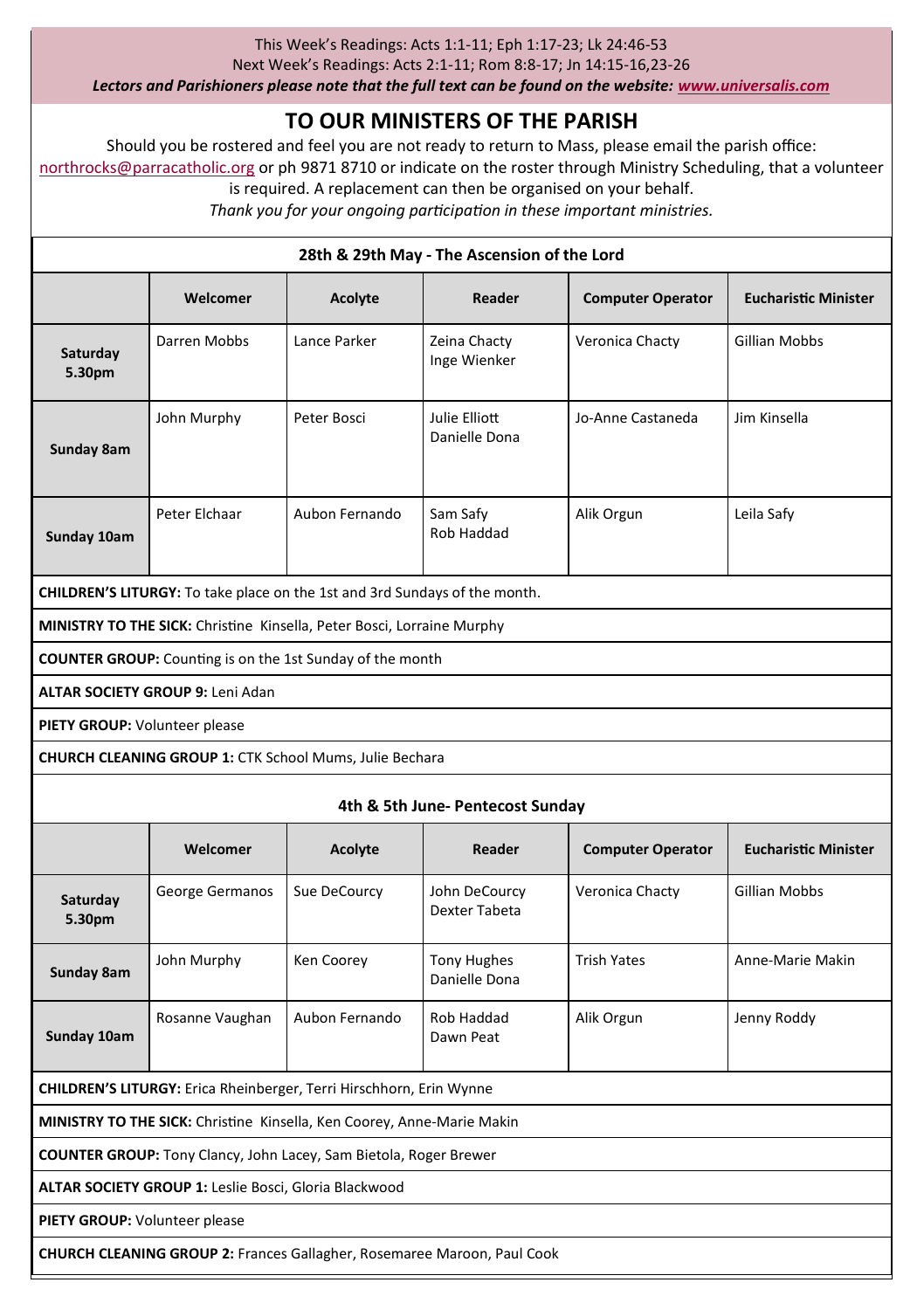This Week's Readings: Acts 1:1-11; Eph 1:17-23; Lk 24:46-53
Next Week's Readings: Acts 2:1-11; Rom 8:8-17; Jn 14:15-16,23-26
***Lectors and Parishioners please note that the full text can be found on the website: [www.universalis.com](http://www.universalis.com)***

## TO OUR MINISTERS OF THE PARISH

Should you be rostered and feel you are not ready to return to Mass, please email the parish office: northrocks@parracatholic.org or ph 9871 8710 or indicate on the roster through Ministry Scheduling, that a volunteer is required. A replacement can then be organised on your behalf.

*Thank you for your ongoing participation in these important ministries.*

### 28th & 29th May - The Ascension of the Lord

| | Welcomer | Acolyte | Reader | Computer Operator | Eucharistic Minister |
|---|---|---|---|---|---|
| **Saturday 5.30pm** | Darren Mobbs | Lance Parker | Zeina Chacty<br>Inge Wienker | Veronica Chacty | Gillian Mobbs |
| **Sunday 8am** | John Murphy | Peter Bosci | Julie Elliott<br>Danielle Dona | Jo-Anne Castaneda | Jim Kinsella |
| **Sunday 10am** | Peter Elchaar | Aubon Fernando | Sam Safy<br>Rob Haddad | Alik Orgun | Leila Safy |

**CHILDREN'S LITURGY:** To take place on the 1st and 3rd Sundays of the month.

**MINISTRY TO THE SICK:** Christine Kinsella, Peter Bosci, Lorraine Murphy

**COUNTER GROUP:** Counting is on the 1st Sunday of the month

**ALTAR SOCIETY GROUP 9:** Leni Adan

**PIETY GROUP:** Volunteer please

**CHURCH CLEANING GROUP 1:** CTK School Mums, Julie Bechara

### 4th & 5th June- Pentecost Sunday

| | Welcomer | Acolyte | Reader | Computer Operator | Eucharistic Minister |
|---|---|---|---|---|---|
| **Saturday 5.30pm** | George Germanos | Sue DeCourcy | John DeCourcy<br>Dexter Tabeta | Veronica Chacty | Gillian Mobbs |
| **Sunday 8am** | John Murphy | Ken Coorey | Tony Hughes<br>Danielle Dona | Trish Yates | Anne-Marie Makin |
| **Sunday 10am** | Rosanne Vaughan | Aubon Fernando | Rob Haddad<br>Dawn Peat | Alik Orgun | Jenny Roddy |

**CHILDREN'S LITURGY:** Erica Rheinberger, Terri Hirschhorn, Erin Wynne

**MINISTRY TO THE SICK:** Christine Kinsella, Ken Coorey, Anne-Marie Makin

**COUNTER GROUP:** Tony Clancy, John Lacey, Sam Bietola, Roger Brewer

**ALTAR SOCIETY GROUP 1:** Leslie Bosci, Gloria Blackwood

**PIETY GROUP:** Volunteer please

**CHURCH CLEANING GROUP 2:** Frances Gallagher, Rosemaree Maroon, Paul Cook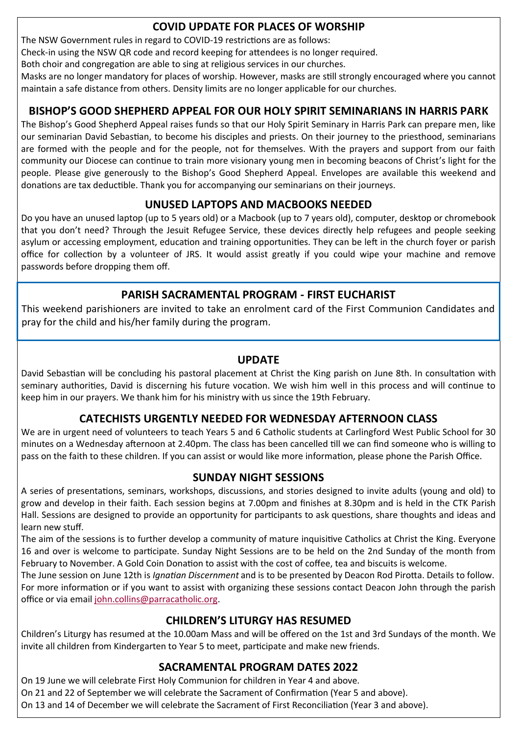## COVID UPDATE FOR PLACES OF WORSHIP

The NSW Government rules in regard to COVID-19 restrictions are as follows:

Check-in using the NSW QR code and record keeping for attendees is no longer required.

Both choir and congregation are able to sing at religious services in our churches.

Masks are no longer mandatory for places of worship. However, masks are still strongly encouraged where you cannot maintain a safe distance from others. Density limits are no longer applicable for our churches.

## BISHOP'S GOOD SHEPHERD APPEAL FOR OUR HOLY SPIRIT SEMINARIANS IN HARRIS PARK

The Bishop's Good Shepherd Appeal raises funds so that our Holy Spirit Seminary in Harris Park can prepare men, like our seminarian David Sebastian, to become his disciples and priests. On their journey to the priesthood, seminarians are formed with the people and for the people, not for themselves. With the prayers and support from our faith community our Diocese can continue to train more visionary young men in becoming beacons of Christ's light for the people. Please give generously to the Bishop's Good Shepherd Appeal. Envelopes are available this weekend and donations are tax deductible. Thank you for accompanying our seminarians on their journeys.

## UNUSED LAPTOPS AND MACBOOKS NEEDED

Do you have an unused laptop (up to 5 years old) or a Macbook (up to 7 years old), computer, desktop or chromebook that you don't need? Through the Jesuit Refugee Service, these devices directly help refugees and people seeking asylum or accessing employment, education and training opportunities. They can be left in the church foyer or parish office for collection by a volunteer of JRS. It would assist greatly if you could wipe your machine and remove passwords before dropping them off.

## PARISH SACRAMENTAL PROGRAM - FIRST EUCHARIST

This weekend parishioners are invited to take an enrolment card of the First Communion Candidates and pray for the child and his/her family during the program.

## UPDATE

David Sebastian will be concluding his pastoral placement at Christ the King parish on June 8th. In consultation with seminary authorities, David is discerning his future vocation. We wish him well in this process and will continue to keep him in our prayers. We thank him for his ministry with us since the 19th February.

## CATECHISTS URGENTLY NEEDED FOR WEDNESDAY AFTERNOON CLASS

We are in urgent need of volunteers to teach Years 5 and 6 Catholic students at Carlingford West Public School for 30 minutes on a Wednesday afternoon at 2.40pm. The class has been cancelled till we can find someone who is willing to pass on the faith to these children. If you can assist or would like more information, please phone the Parish Office.

## SUNDAY NIGHT SESSIONS

A series of presentations, seminars, workshops, discussions, and stories designed to invite adults (young and old) to grow and develop in their faith. Each session begins at 7.00pm and finishes at 8.30pm and is held in the CTK Parish Hall. Sessions are designed to provide an opportunity for participants to ask questions, share thoughts and ideas and learn new stuff.

The aim of the sessions is to further develop a community of mature inquisitive Catholics at Christ the King. Everyone 16 and over is welcome to participate. Sunday Night Sessions are to be held on the 2nd Sunday of the month from February to November. A Gold Coin Donation to assist with the cost of coffee, tea and biscuits is welcome.

The June session on June 12th is *Ignatian Discernment* and is to be presented by Deacon Rod Pirotta. Details to follow. For more information or if you want to assist with organizing these sessions contact Deacon John through the parish office or via email john.collins@parracatholic.org.

## CHILDREN'S LITURGY HAS RESUMED

Children's Liturgy has resumed at the 10.00am Mass and will be offered on the 1st and 3rd Sundays of the month. We invite all children from Kindergarten to Year 5 to meet, participate and make new friends.

## SACRAMENTAL PROGRAM DATES 2022

On 19 June we will celebrate First Holy Communion for children in Year 4 and above.

On 21 and 22 of September we will celebrate the Sacrament of Confirmation (Year 5 and above).

On 13 and 14 of December we will celebrate the Sacrament of First Reconciliation (Year 3 and above).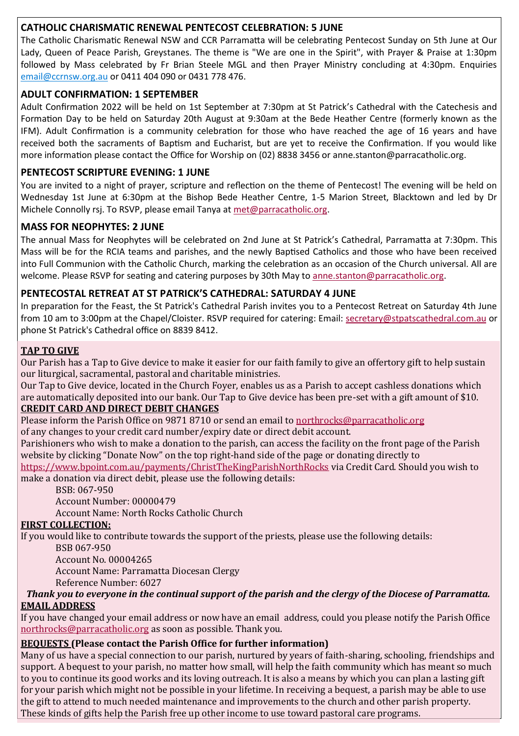## CATHOLIC CHARISMATIC RENEWAL PENTECOST CELEBRATION: 5 JUNE

The Catholic Charismatic Renewal NSW and CCR Parramatta will be celebrating Pentecost Sunday on 5th June at Our Lady, Queen of Peace Parish, Greystanes. The theme is "We are one in the Spirit", with Prayer & Praise at 1:30pm followed by Mass celebrated by Fr Brian Steele MGL and then Prayer Ministry concluding at 4:30pm. Enquiries email@ccrnsw.org.au or 0411 404 090 or 0431 778 476.

## ADULT CONFIRMATION: 1 SEPTEMBER

Adult Confirmation 2022 will be held on 1st September at 7:30pm at St Patrick's Cathedral with the Catechesis and Formation Day to be held on Saturday 20th August at 9:30am at the Bede Heather Centre (formerly known as the IFM). Adult Confirmation is a community celebration for those who have reached the age of 16 years and have received both the sacraments of Baptism and Eucharist, but are yet to receive the Confirmation. If you would like more information please contact the Office for Worship on (02) 8838 3456 or anne.stanton@parracatholic.org.

## PENTECOST SCRIPTURE EVENING: 1 JUNE

You are invited to a night of prayer, scripture and reflection on the theme of Pentecost! The evening will be held on Wednesday 1st June at 6:30pm at the Bishop Bede Heather Centre, 1-5 Marion Street, Blacktown and led by Dr Michele Connolly rsj. To RSVP, please email Tanya at met@parracatholic.org.

## MASS FOR NEOPHYTES: 2 JUNE

The annual Mass for Neophytes will be celebrated on 2nd June at St Patrick's Cathedral, Parramatta at 7:30pm. This Mass will be for the RCIA teams and parishes, and the newly Baptised Catholics and those who have been received into Full Communion with the Catholic Church, marking the celebration as an occasion of the Church universal. All are welcome. Please RSVP for seating and catering purposes by 30th May to anne.stanton@parracatholic.org.

## PENTECOSTAL RETREAT AT ST PATRICK'S CATHEDRAL: SATURDAY 4 JUNE

In preparation for the Feast, the St Patrick's Cathedral Parish invites you to a Pentecost Retreat on Saturday 4th June from 10 am to 3:00pm at the Chapel/Cloister. RSVP required for catering: Email: secretary@stpatscathedral.com.au or phone St Patrick's Cathedral office on 8839 8412.

**TAP TO GIVE**

Our Parish has a Tap to Give device to make it easier for our faith family to give an offertory gift to help sustain our liturgical, sacramental, pastoral and charitable ministries.

Our Tap to Give device, located in the Church Foyer, enables us as a Parish to accept cashless donations which are automatically deposited into our bank. Our Tap to Give device has been pre-set with a gift amount of $10.

**CREDIT CARD AND DIRECT DEBIT CHANGES**

Please inform the Parish Office on 9871 8710 or send an email to northrocks@parracatholic.org of any changes to your credit card number/expiry date or direct debit account.

Parishioners who wish to make a donation to the parish, can access the facility on the front page of the Parish website by clicking "Donate Now" on the top right-hand side of the page or donating directly to https://www.bpoint.com.au/payments/ChristTheKingParishNorthRocks via Credit Card. Should you wish to make a donation via direct debit, please use the following details:

BSB: 067-950
Account Number: 00000479
Account Name: North Rocks Catholic Church

**FIRST COLLECTION:**

If you would like to contribute towards the support of the priests, please use the following details:

BSB 067-950
Account No. 00004265
Account Name: Parramatta Diocesan Clergy
Reference Number: 6027

***Thank you to everyone in the continual support of the parish and the clergy of the Diocese of Parramatta.***

**EMAIL ADDRESS**

If you have changed your email address or now have an email address, could you please notify the Parish Office northrocks@parracatholic.org as soon as possible. Thank you.

**BEQUESTS (Please contact the Parish Office for further information)**

Many of us have a special connection to our parish, nurtured by years of faith-sharing, schooling, friendships and support. A bequest to your parish, no matter how small, will help the faith community which has meant so much to you to continue its good works and its loving outreach. It is also a means by which you can plan a lasting gift for your parish which might not be possible in your lifetime. In receiving a bequest, a parish may be able to use the gift to attend to much needed maintenance and improvements to the church and other parish property. These kinds of gifts help the Parish free up other income to use toward pastoral care programs.